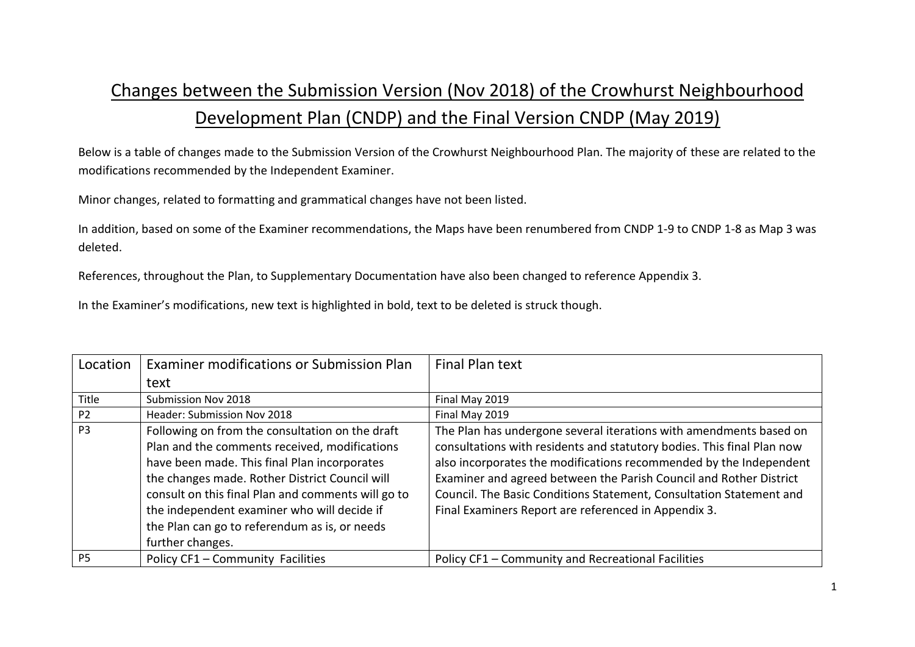# Changes between the Submission Version (Nov 2018) of the Crowhurst Neighbourhood Development Plan (CNDP) and the Final Version CNDP (May 2019)

Below is a table of changes made to the Submission Version of the Crowhurst Neighbourhood Plan. The majority of these are related to the modifications recommended by the Independent Examiner.

Minor changes, related to formatting and grammatical changes have not been listed.

In addition, based on some of the Examiner recommendations, the Maps have been renumbered from CNDP 1-9 to CNDP 1-8 as Map 3 was deleted.

References, throughout the Plan, to Supplementary Documentation have also been changed to reference Appendix 3.

In the Examiner's modifications, new text is highlighted in bold, text to be deleted is struck though.

| Location | Examiner modifications or Submission Plan text | Final Plan text |
|---|---|---|
| Title | Submission Nov 2018 | Final May 2019 |
| P2 | Header: Submission Nov 2018 | Final May 2019 |
| P3 | Following on from the consultation on the draft Plan and the comments received, modifications have been made. This final Plan incorporates the changes made. Rother District Council will consult on this final Plan and comments will go to the independent examiner who will decide if the Plan can go to referendum as is, or needs further changes. | The Plan has undergone several iterations with amendments based on consultations with residents and statutory bodies. This final Plan now also incorporates the modifications recommended by the Independent Examiner and agreed between the Parish Council and Rother District Council. The Basic Conditions Statement, Consultation Statement and Final Examiners Report are referenced in Appendix 3. |
| P5 | Policy CF1 – Community Facilities | Policy CF1 – Community and Recreational Facilities |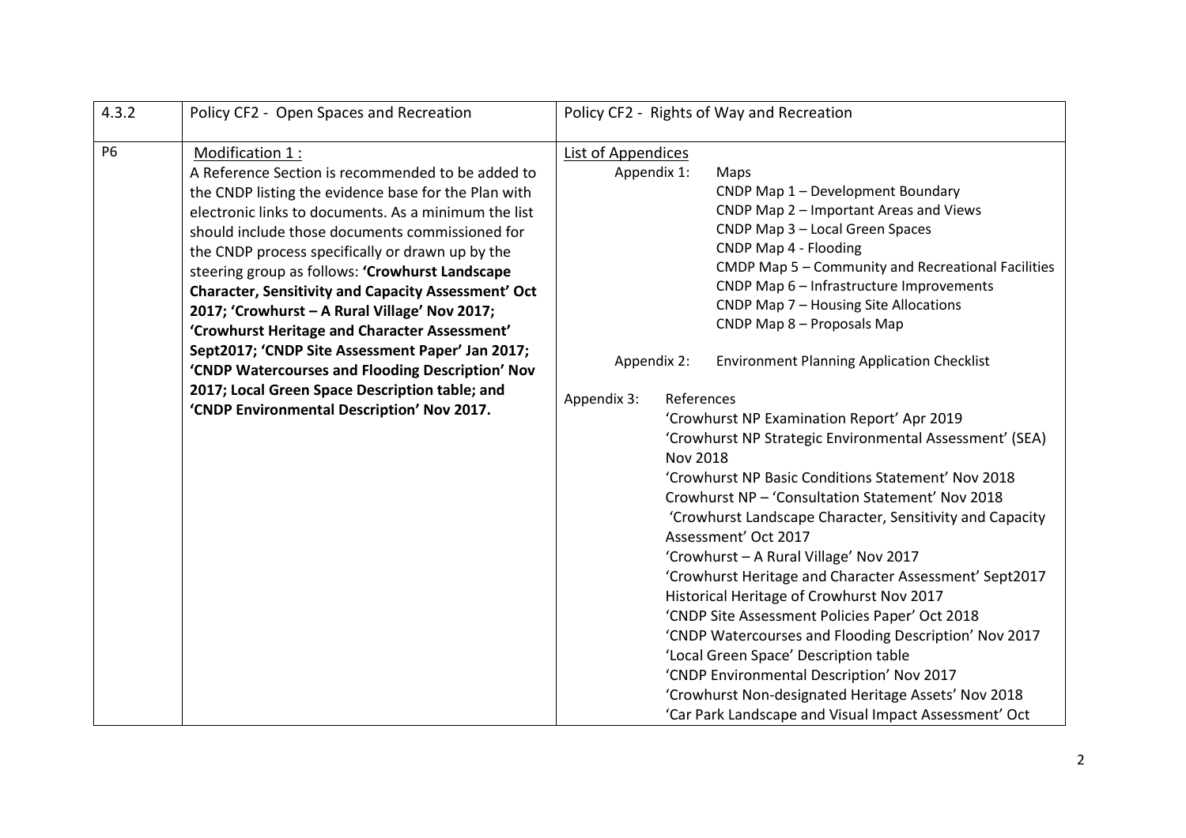| 4.3.2 | Policy CF2 - Open Spaces and Recreation | Policy CF2 - Rights of Way and Recreation |
|---|---|---|
| P6 | <u>Modification 1 :</u><br>A Reference Section is recommended to be added to the CNDP listing the evidence base for the Plan with electronic links to documents. As a minimum the list should include those documents commissioned for the CNDP process specifically or drawn up by the steering group as follows: **'Crowhurst Landscape Character, Sensitivity and Capacity Assessment' Oct 2017; 'Crowhurst – A Rural Village' Nov 2017; 'Crowhurst Heritage and Character Assessment' Sept2017; 'CNDP Site Assessment Paper' Jan 2017; 'CNDP Watercourses and Flooding Description' Nov 2017; Local Green Space Description table; and 'CNDP Environmental Description' Nov 2017.** | <u>List of Appendices</u><br>Appendix 1: Maps<br>CNDP Map 1 – Development Boundary<br>CNDP Map 2 – Important Areas and Views<br>CNDP Map 3 – Local Green Spaces<br>CNDP Map 4 - Flooding<br>CMDP Map 5 – Community and Recreational Facilities<br>CNDP Map 6 – Infrastructure Improvements<br>CNDP Map 7 – Housing Site Allocations<br>CNDP Map 8 – Proposals Map<br><br>Appendix 2: Environment Planning Application Checklist<br><br>Appendix 3: References<br>'Crowhurst NP Examination Report' Apr 2019<br>'Crowhurst NP Strategic Environmental Assessment' (SEA) Nov 2018<br>'Crowhurst NP Basic Conditions Statement' Nov 2018<br>Crowhurst NP – 'Consultation Statement' Nov 2018<br>'Crowhurst Landscape Character, Sensitivity and Capacity Assessment' Oct 2017<br>'Crowhurst – A Rural Village' Nov 2017<br>'Crowhurst Heritage and Character Assessment' Sept2017<br>Historical Heritage of Crowhurst Nov 2017<br>'CNDP Site Assessment Policies Paper' Oct 2018<br>'CNDP Watercourses and Flooding Description' Nov 2017<br>'Local Green Space' Description table<br>'CNDP Environmental Description' Nov 2017<br>'Crowhurst Non-designated Heritage Assets' Nov 2018<br>'Car Park Landscape and Visual Impact Assessment' Oct |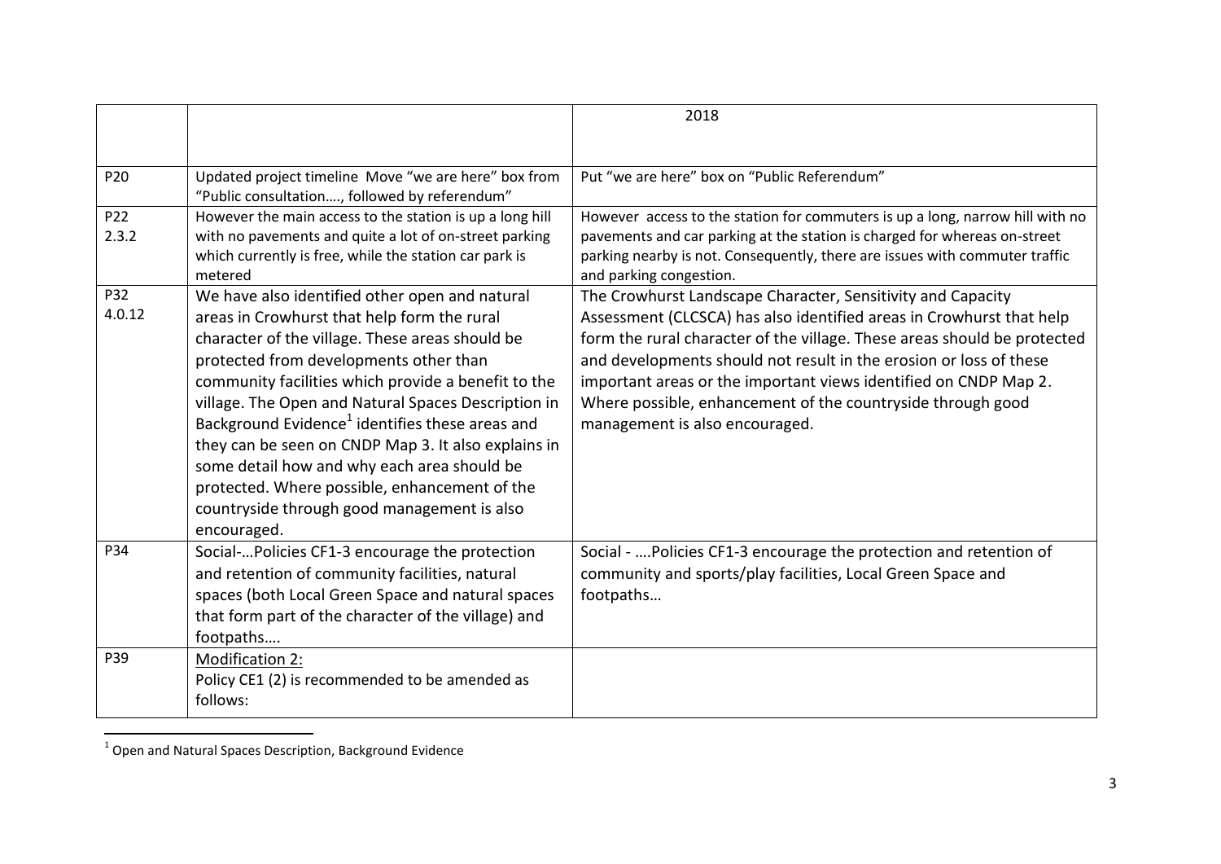| | | 2018 |
|---|---|---|
| P20 | Updated project timeline Move "we are here" box from "Public consultation…., followed by referendum" | Put "we are here" box on "Public Referendum" |
| P22 2.3.2 | However the main access to the station is up a long hill with no pavements and quite a lot of on-street parking which currently is free, while the station car park is metered | However access to the station for commuters is up a long, narrow hill with no pavements and car parking at the station is charged for whereas on-street parking nearby is not. Consequently, there are issues with commuter traffic and parking congestion. |
| P32 4.0.12 | We have also identified other open and natural areas in Crowhurst that help form the rural character of the village. These areas should be protected from developments other than community facilities which provide a benefit to the village. The Open and Natural Spaces Description in Background Evidence[1] identifies these areas and they can be seen on CNDP Map 3. It also explains in some detail how and why each area should be protected. Where possible, enhancement of the countryside through good management is also encouraged. | The Crowhurst Landscape Character, Sensitivity and Capacity Assessment (CLCSCA) has also identified areas in Crowhurst that help form the rural character of the village. These areas should be protected and developments should not result in the erosion or loss of these important areas or the important views identified on CNDP Map 2. Where possible, enhancement of the countryside through good management is also encouraged. |
| P34 | Social-…Policies CF1-3 encourage the protection and retention of community facilities, natural spaces (both Local Green Space and natural spaces that form part of the character of the village) and footpaths…. | Social - ….Policies CF1-3 encourage the protection and retention of community and sports/play facilities, Local Green Space and footpaths… |
| P39 | Modification 2: Policy CE1 (2) is recommended to be amended as follows: | |

[1] Open and Natural Spaces Description, Background Evidence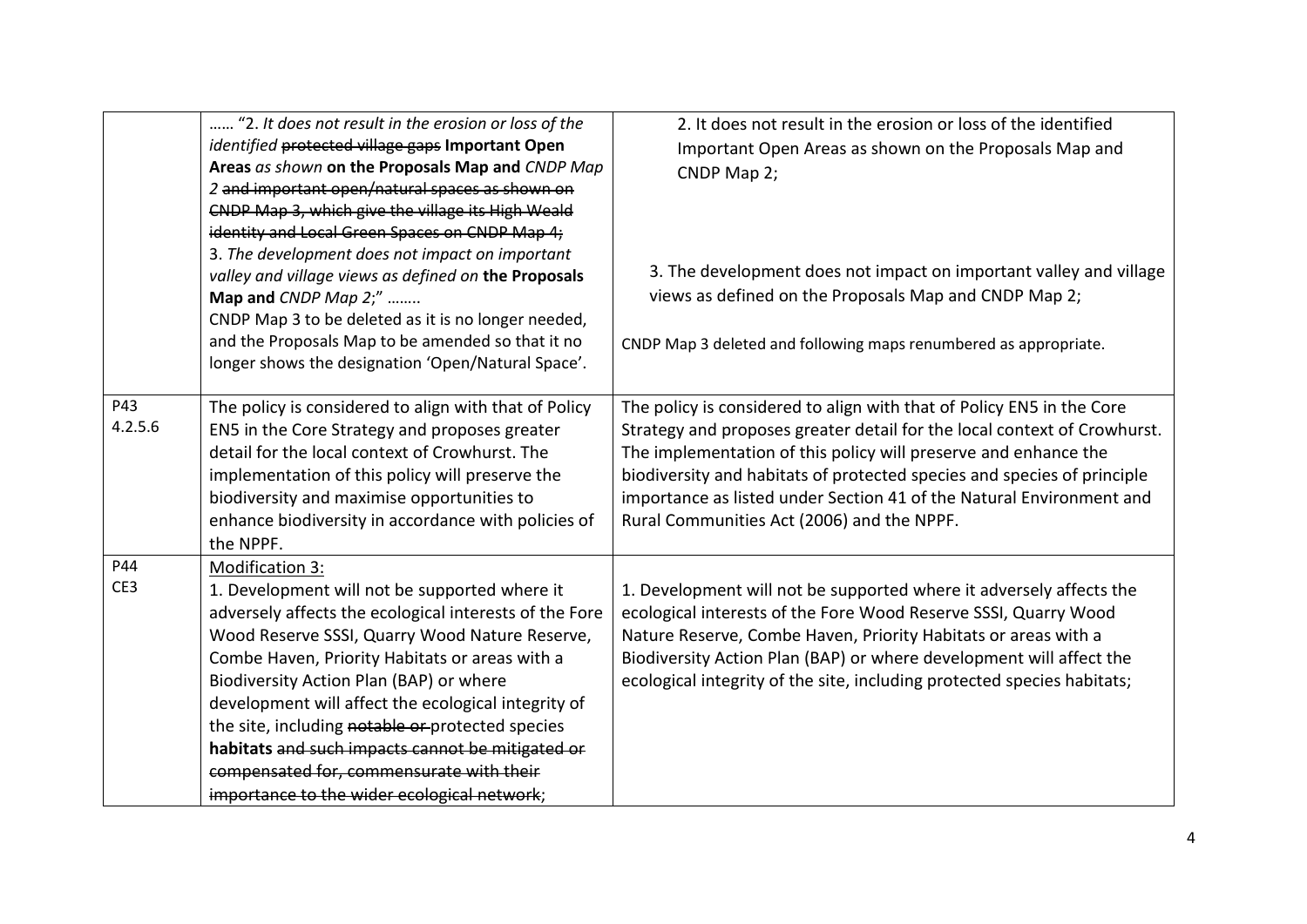| | | |
|---|---|---|
| | …… "2. *It does not result in the erosion or loss of the identified* ~~protected village gaps~~ **Important Open Areas** *as shown* **on the Proposals Map and** *CNDP Map 2* ~~and important open/natural spaces as shown on CNDP Map 3, which give the village its High Weald identity and Local Green Spaces on CNDP Map 4;~~<br>3. *The development does not impact on important valley and village views as defined on* **the Proposals Map and** *CNDP Map 2;*" ……..<br>CNDP Map 3 to be deleted as it is no longer needed, and the Proposals Map to be amended so that it no longer shows the designation 'Open/Natural Space'. | 2. It does not result in the erosion or loss of the identified Important Open Areas as shown on the Proposals Map and CNDP Map 2;<br><br>3. The development does not impact on important valley and village views as defined on the Proposals Map and CNDP Map 2;<br><br>CNDP Map 3 deleted and following maps renumbered as appropriate. |
| P43<br>4.2.5.6 | The policy is considered to align with that of Policy EN5 in the Core Strategy and proposes greater detail for the local context of Crowhurst. The implementation of this policy will preserve the biodiversity and maximise opportunities to enhance biodiversity in accordance with policies of the NPPF. | The policy is considered to align with that of Policy EN5 in the Core Strategy and proposes greater detail for the local context of Crowhurst. The implementation of this policy will preserve and enhance the biodiversity and habitats of protected species and species of principle importance as listed under Section 41 of the Natural Environment and Rural Communities Act (2006) and the NPPF. |
| P44<br>CE3 | <u>Modification 3:</u><br>1. Development will not be supported where it adversely affects the ecological interests of the Fore Wood Reserve SSSI, Quarry Wood Nature Reserve, Combe Haven, Priority Habitats or areas with a Biodiversity Action Plan (BAP) or where development will affect the ecological integrity of the site, including ~~notable or~~ protected species **habitats** ~~and such impacts cannot be mitigated or compensated for, commensurate with their importance to the wider ecological network~~; | 1. Development will not be supported where it adversely affects the ecological interests of the Fore Wood Reserve SSSI, Quarry Wood Nature Reserve, Combe Haven, Priority Habitats or areas with a Biodiversity Action Plan (BAP) or where development will affect the ecological integrity of the site, including protected species habitats; |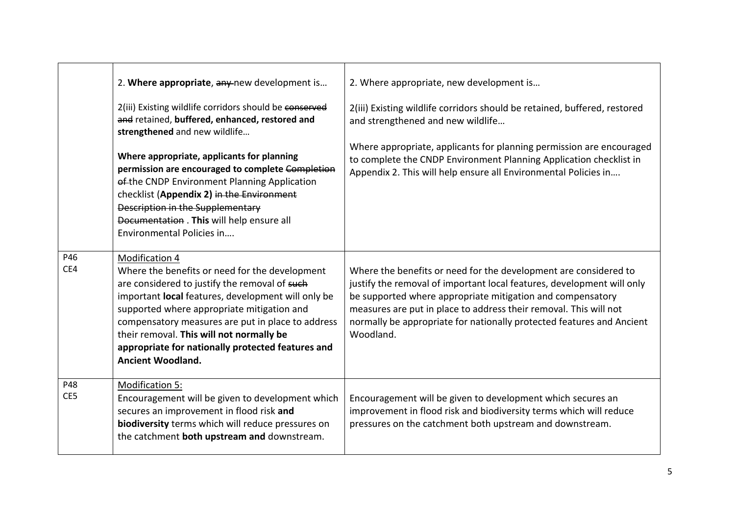| | | |
|---|---|---|
| | 2. **Where appropriate**, ~~any~~ new development is… <br><br> 2(iii) Existing wildlife corridors should be ~~conserved and~~ retained, **buffered, enhanced, restored and strengthened** and new wildlife… <br><br> **Where appropriate, applicants for planning permission are encouraged to complete** ~~Completion of~~ the CNDP Environment Planning Application checklist (**Appendix 2)** ~~in the Environment Description in the Supplementary Documentation~~ . **This** will help ensure all Environmental Policies in…. | 2. Where appropriate, new development is… <br><br> 2(iii) Existing wildlife corridors should be retained, buffered, restored and strengthened and new wildlife… <br><br> Where appropriate, applicants for planning permission are encouraged to complete the CNDP Environment Planning Application checklist in Appendix 2. This will help ensure all Environmental Policies in…. |
| P46 <br> CE4 | <u>Modification 4</u> <br> Where the benefits or need for the development are considered to justify the removal of ~~such~~ important **local** features, development will only be supported where appropriate mitigation and compensatory measures are put in place to address their removal. **This will not normally be appropriate for nationally protected features and Ancient Woodland.** | Where the benefits or need for the development are considered to justify the removal of important local features, development will only be supported where appropriate mitigation and compensatory measures are put in place to address their removal. This will not normally be appropriate for nationally protected features and Ancient Woodland. |
| P48 <br> CE5 | <u>Modification 5:</u> <br> Encouragement will be given to development which secures an improvement in flood risk **and biodiversity** terms which will reduce pressures on the catchment **both upstream and** downstream. | Encouragement will be given to development which secures an improvement in flood risk and biodiversity terms which will reduce pressures on the catchment both upstream and downstream. |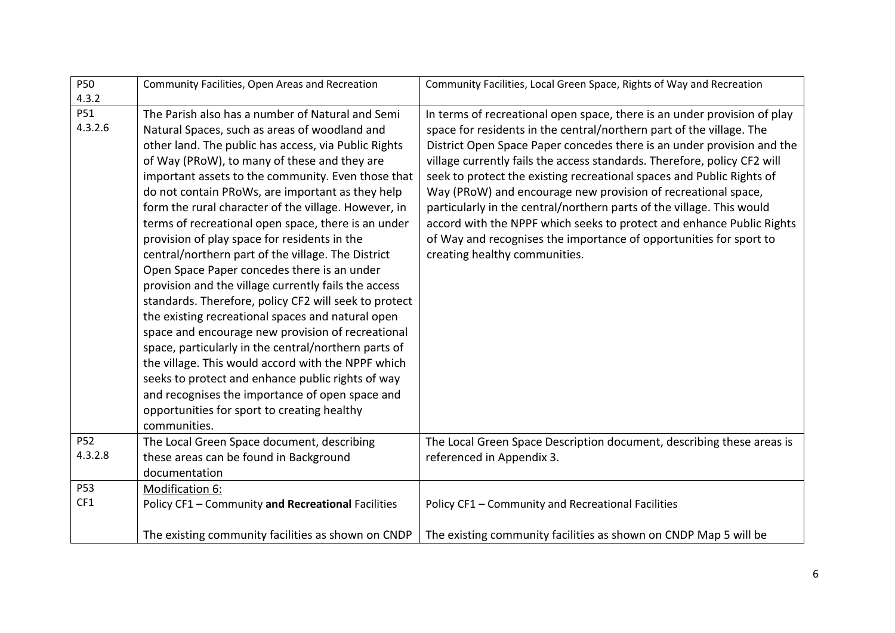| P50 4.3.2 | Community Facilities, Open Areas and Recreation | Community Facilities, Local Green Space, Rights of Way and Recreation |
|---|---|---|
| P51 4.3.2.6 | The Parish also has a number of Natural and Semi Natural Spaces, such as areas of woodland and other land. The public has access, via Public Rights of Way (PRoW), to many of these and they are important assets to the community. Even those that do not contain PRoWs, are important as they help form the rural character of the village. However, in terms of recreational open space, there is an under provision of play space for residents in the central/northern part of the village. The District Open Space Paper concedes there is an under provision and the village currently fails the access standards. Therefore, policy CF2 will seek to protect the existing recreational spaces and natural open space and encourage new provision of recreational space, particularly in the central/northern parts of the village. This would accord with the NPPF which seeks to protect and enhance public rights of way and recognises the importance of open space and opportunities for sport to creating healthy communities. | In terms of recreational open space, there is an under provision of play space for residents in the central/northern part of the village. The District Open Space Paper concedes there is an under provision and the village currently fails the access standards. Therefore, policy CF2 will seek to protect the existing recreational spaces and Public Rights of Way (PRoW) and encourage new provision of recreational space, particularly in the central/northern parts of the village. This would accord with the NPPF which seeks to protect and enhance Public Rights of Way and recognises the importance of opportunities for sport to creating healthy communities. |
| P52 4.3.2.8 | The Local Green Space document, describing these areas can be found in Background documentation | The Local Green Space Description document, describing these areas is referenced in Appendix 3. |
| P53 CF1 | Modification 6:<br>Policy CF1 – Community **and Recreational** Facilities<br><br>The existing community facilities as shown on CNDP | Policy CF1 – Community and Recreational Facilities<br><br>The existing community facilities as shown on CNDP Map 5 will be |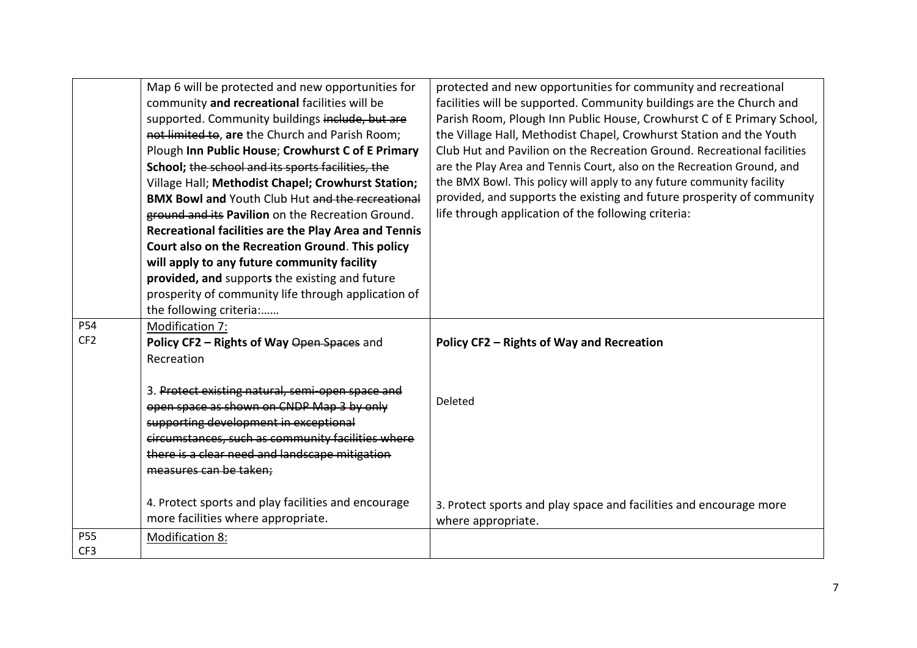| | | |
|---|---|---|
| | Map 6 will be protected and new opportunities for community **and recreational** facilities will be supported. Community buildings ~~include, but are not limited to~~, **are** the Church and Parish Room; Plough **Inn Public House**; **Crowhurst C of E Primary School;** ~~the school and its sports facilities, the~~ Village Hall; **Methodist Chapel; Crowhurst Station; BMX Bowl and** Youth Club Hut ~~and the recreational ground and its~~ **Pavilion** on the Recreation Ground. **Recreational facilities are the Play Area and Tennis Court also on the Recreation Ground**. **This policy will apply to any future community facility provided, and** support**s** the existing and future prosperity of community life through application of the following criteria:…… | protected and new opportunities for community and recreational facilities will be supported. Community buildings are the Church and Parish Room, Plough Inn Public House, Crowhurst C of E Primary School, the Village Hall, Methodist Chapel, Crowhurst Station and the Youth Club Hut and Pavilion on the Recreation Ground. Recreational facilities are the Play Area and Tennis Court, also on the Recreation Ground, and the BMX Bowl. This policy will apply to any future community facility provided, and supports the existing and future prosperity of community life through application of the following criteria: |
| P54 CF2 | Modification 7:<br>**Policy CF2 – Rights of Way** ~~Open Spaces~~ and Recreation<br><br>3. ~~Protect existing natural, semi-open space and open space as shown on CNDP Map 3 by only supporting development in exceptional circumstances, such as community facilities where there is a clear need and landscape mitigation measures can be taken;~~<br><br>4. Protect sports and play facilities and encourage more facilities where appropriate. | **Policy CF2 – Rights of Way and Recreation**<br><br>Deleted<br><br>3. Protect sports and play space and facilities and encourage more where appropriate. |
| P55 CF3 | Modification 8: | |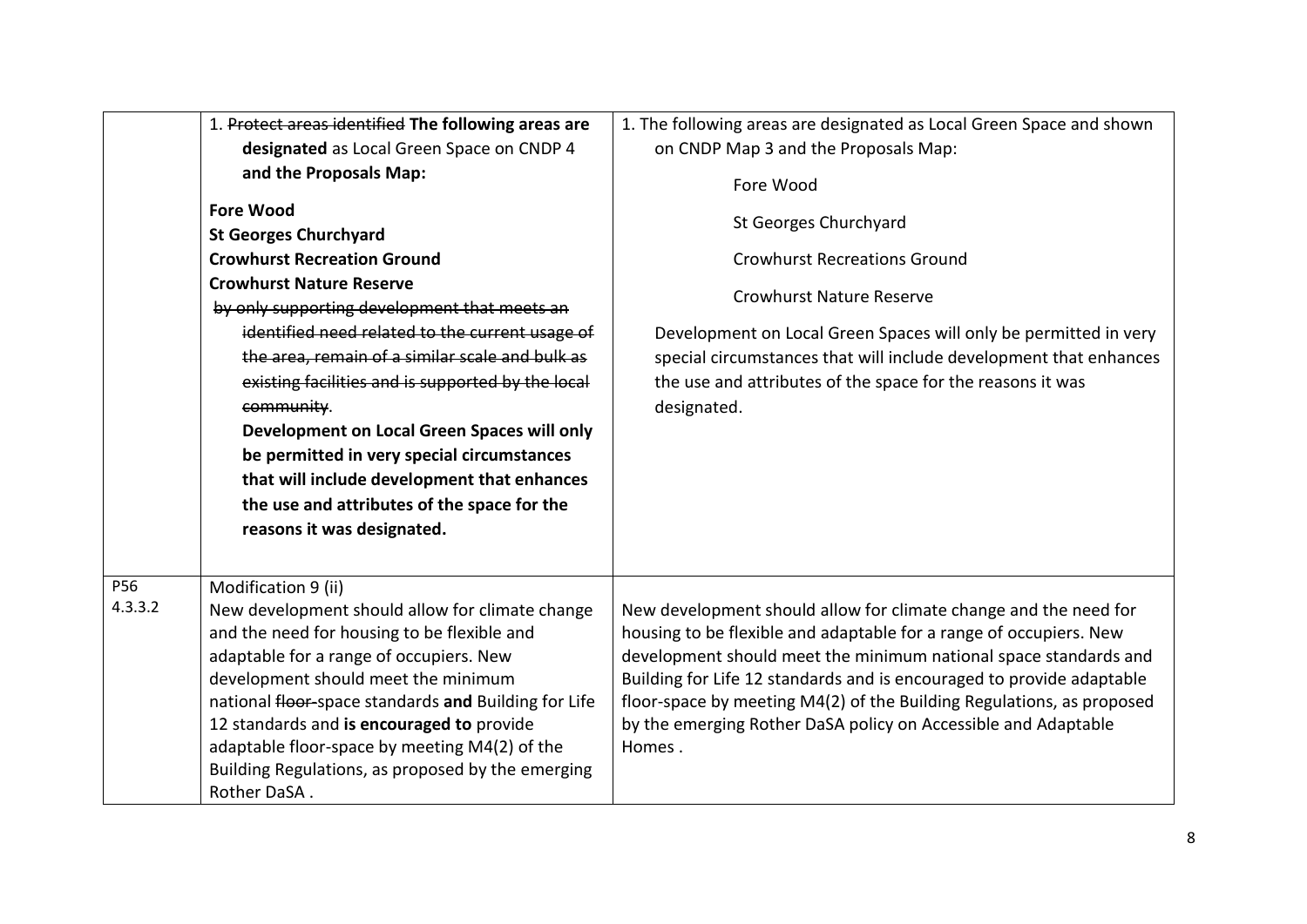| | | |
|---|---|---|
| | 1. ~~Protect areas identified~~ **The following areas are designated** as Local Green Space on CNDP 4 **and the Proposals Map:**<br><br>**Fore Wood**<br>**St Georges Churchyard**<br>**Crowhurst Recreation Ground**<br>**Crowhurst Nature Reserve**<br>~~by only supporting development that meets an identified need related to the current usage of the area, remain of a similar scale and bulk as existing facilities and is supported by the local community~~.<br>**Development on Local Green Spaces will only be permitted in very special circumstances that will include development that enhances the use and attributes of the space for the reasons it was designated.** | 1. The following areas are designated as Local Green Space and shown on CNDP Map 3 and the Proposals Map:<br><br>Fore Wood<br><br>St Georges Churchyard<br><br>Crowhurst Recreations Ground<br><br>Crowhurst Nature Reserve<br><br>Development on Local Green Spaces will only be permitted in very special circumstances that will include development that enhances the use and attributes of the space for the reasons it was designated. |
| P56<br>4.3.3.2 | Modification 9 (ii)<br>New development should allow for climate change and the need for housing to be flexible and adaptable for a range of occupiers. New development should meet the minimum national ~~floor-~~space standards **and** Building for Life 12 standards and **is encouraged to** provide adaptable floor-space by meeting M4(2) of the Building Regulations, as proposed by the emerging Rother DaSA . | New development should allow for climate change and the need for housing to be flexible and adaptable for a range of occupiers. New development should meet the minimum national space standards and Building for Life 12 standards and is encouraged to provide adaptable floor-space by meeting M4(2) of the Building Regulations, as proposed by the emerging Rother DaSA policy on Accessible and Adaptable Homes . |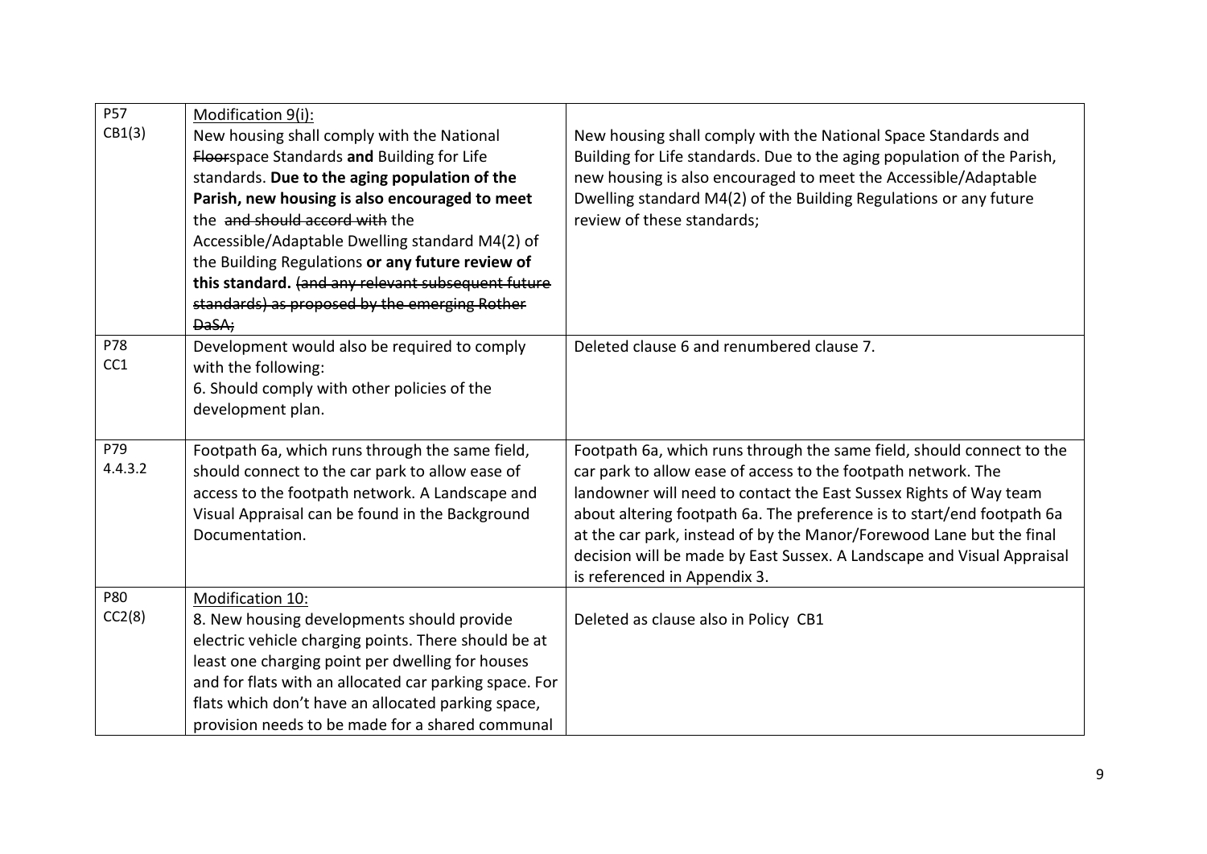| | | |
|---|---|---|
| P57 CB1(3) | Modification 9(i):<br>New housing shall comply with the National ~~Floor~~space Standards **and** Building for Life standards. **Due to the aging population of the Parish, new housing is also encouraged to meet** the ~~and should accord with~~ the Accessible/Adaptable Dwelling standard M4(2) of the Building Regulations **or any future review of this standard.** ~~(and any relevant subsequent future standards) as proposed by the emerging Rother DaSA;~~ | New housing shall comply with the National Space Standards and Building for Life standards. Due to the aging population of the Parish, new housing is also encouraged to meet the Accessible/Adaptable Dwelling standard M4(2) of the Building Regulations or any future review of these standards; |
| P78 CC1 | Development would also be required to comply with the following:<br>6. Should comply with other policies of the development plan. | Deleted clause 6 and renumbered clause 7. |
| P79 4.4.3.2 | Footpath 6a, which runs through the same field, should connect to the car park to allow ease of access to the footpath network. A Landscape and Visual Appraisal can be found in the Background Documentation. | Footpath 6a, which runs through the same field, should connect to the car park to allow ease of access to the footpath network. The landowner will need to contact the East Sussex Rights of Way team about altering footpath 6a. The preference is to start/end footpath 6a at the car park, instead of by the Manor/Forewood Lane but the final decision will be made by East Sussex. A Landscape and Visual Appraisal is referenced in Appendix 3. |
| P80 CC2(8) | Modification 10:<br>8. New housing developments should provide electric vehicle charging points. There should be at least one charging point per dwelling for houses and for flats with an allocated car parking space. For flats which don't have an allocated parking space, provision needs to be made for a shared communal | Deleted as clause also in Policy CB1 |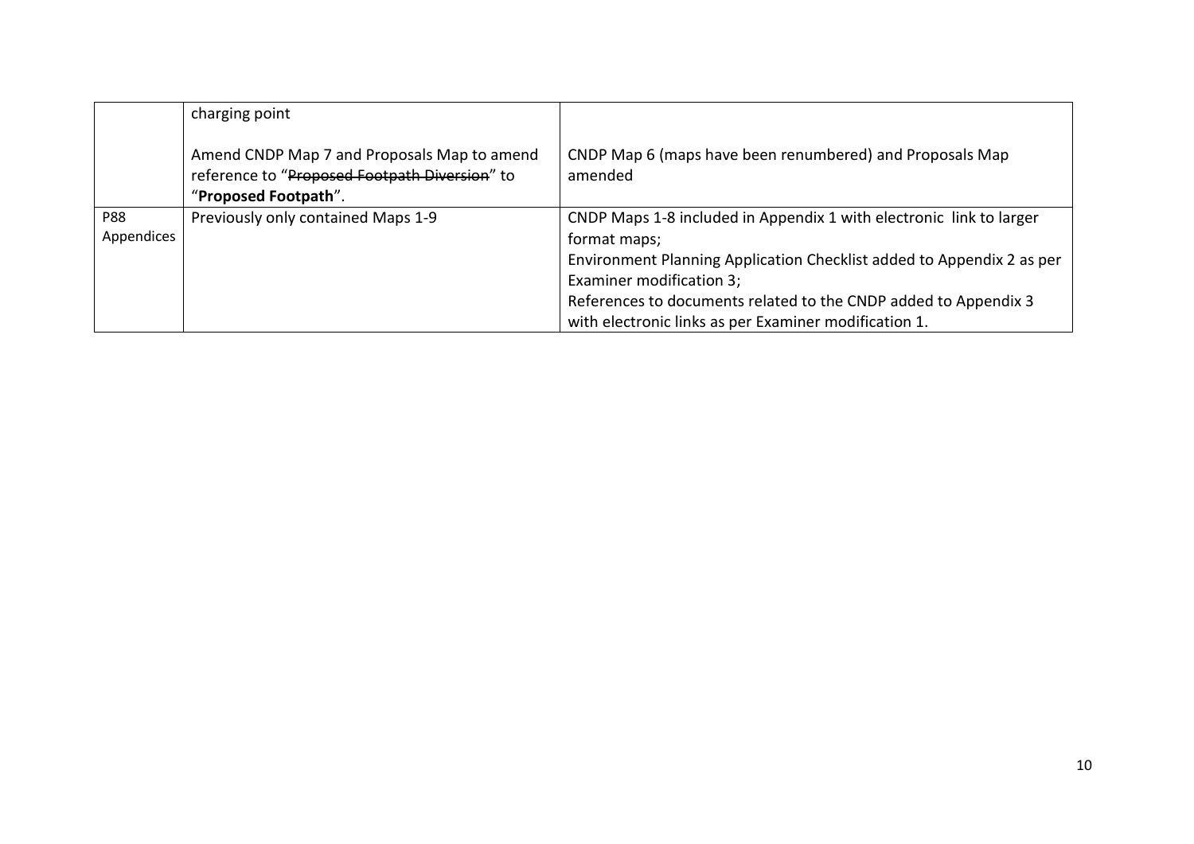| | | |
|---|---|---|
| | charging point<br><br>Amend CNDP Map 7 and Proposals Map to amend reference to "~~Proposed Footpath Diversion~~" to "**Proposed Footpath**". | <br><br>CNDP Map 6 (maps have been renumbered) and Proposals Map amended |
| P88 Appendices | Previously only contained Maps 1-9 | CNDP Maps 1-8 included in Appendix 1 with electronic link to larger format maps;<br>Environment Planning Application Checklist added to Appendix 2 as per Examiner modification 3;<br>References to documents related to the CNDP added to Appendix 3 with electronic links as per Examiner modification 1. |